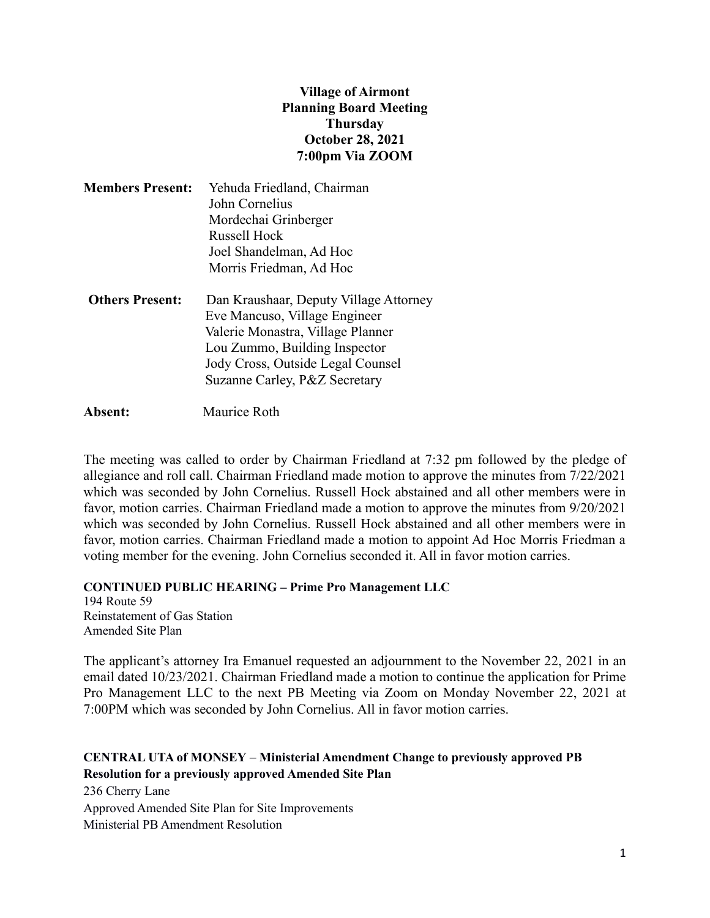**Village of Airmont**
**Planning Board Meeting**
**Thursday**
**October 28, 2021**
**7:00pm Via ZOOM**

**Members Present:** Yehuda Friedland, Chairman
John Cornelius
Mordechai Grinberger
Russell Hock
Joel Shandelman, Ad Hoc
Morris Friedman, Ad Hoc

**Others Present:** Dan Kraushaar, Deputy Village Attorney
Eve Mancuso, Village Engineer
Valerie Monastra, Village Planner
Lou Zummo, Building Inspector
Jody Cross, Outside Legal Counsel
Suzanne Carley, P&Z Secretary

**Absent:** Maurice Roth

The meeting was called to order by Chairman Friedland at 7:32 pm followed by the pledge of allegiance and roll call. Chairman Friedland made motion to approve the minutes from 7/22/2021 which was seconded by John Cornelius. Russell Hock abstained and all other members were in favor, motion carries. Chairman Friedland made a motion to approve the minutes from 9/20/2021 which was seconded by John Cornelius. Russell Hock abstained and all other members were in favor, motion carries. Chairman Friedland made a motion to appoint Ad Hoc Morris Friedman a voting member for the evening. John Cornelius seconded it. All in favor motion carries.

**CONTINUED PUBLIC HEARING – Prime Pro Management LLC**
194 Route 59
Reinstatement of Gas Station
Amended Site Plan

The applicant's attorney Ira Emanuel requested an adjournment to the November 22, 2021 in an email dated 10/23/2021. Chairman Friedland made a motion to continue the application for Prime Pro Management LLC to the next PB Meeting via Zoom on Monday November 22, 2021 at 7:00PM which was seconded by John Cornelius. All in favor motion carries.

**CENTRAL UTA of MONSEY – Ministerial Amendment Change to previously approved PB Resolution for a previously approved Amended Site Plan**
236 Cherry Lane
Approved Amended Site Plan for Site Improvements
Ministerial PB Amendment Resolution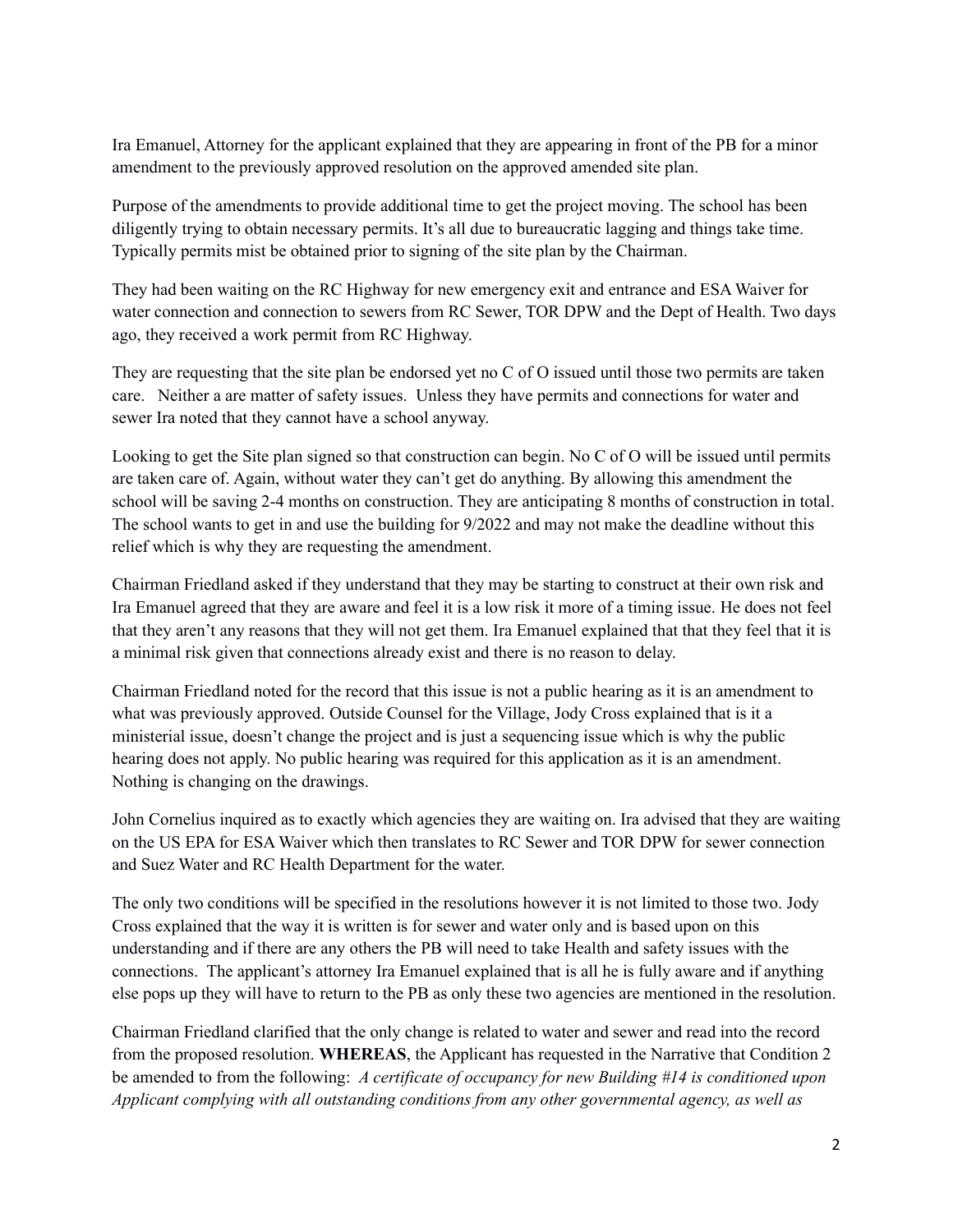Ira Emanuel, Attorney for the applicant explained that they are appearing in front of the PB for a minor amendment to the previously approved resolution on the approved amended site plan.

Purpose of the amendments to provide additional time to get the project moving. The school has been diligently trying to obtain necessary permits. It's all due to bureaucratic lagging and things take time. Typically permits mist be obtained prior to signing of the site plan by the Chairman.

They had been waiting on the RC Highway for new emergency exit and entrance and ESA Waiver for water connection and connection to sewers from RC Sewer, TOR DPW and the Dept of Health. Two days ago, they received a work permit from RC Highway.

They are requesting that the site plan be endorsed yet no C of O issued until those two permits are taken care. Neither a are matter of safety issues. Unless they have permits and connections for water and sewer Ira noted that they cannot have a school anyway.

Looking to get the Site plan signed so that construction can begin. No C of O will be issued until permits are taken care of. Again, without water they can't get do anything. By allowing this amendment the school will be saving 2-4 months on construction. They are anticipating 8 months of construction in total. The school wants to get in and use the building for 9/2022 and may not make the deadline without this relief which is why they are requesting the amendment.

Chairman Friedland asked if they understand that they may be starting to construct at their own risk and Ira Emanuel agreed that they are aware and feel it is a low risk it more of a timing issue. He does not feel that they aren't any reasons that they will not get them. Ira Emanuel explained that that they feel that it is a minimal risk given that connections already exist and there is no reason to delay.

Chairman Friedland noted for the record that this issue is not a public hearing as it is an amendment to what was previously approved. Outside Counsel for the Village, Jody Cross explained that is it a ministerial issue, doesn't change the project and is just a sequencing issue which is why the public hearing does not apply. No public hearing was required for this application as it is an amendment. Nothing is changing on the drawings.

John Cornelius inquired as to exactly which agencies they are waiting on. Ira advised that they are waiting on the US EPA for ESA Waiver which then translates to RC Sewer and TOR DPW for sewer connection and Suez Water and RC Health Department for the water.

The only two conditions will be specified in the resolutions however it is not limited to those two. Jody Cross explained that the way it is written is for sewer and water only and is based upon on this understanding and if there are any others the PB will need to take Health and safety issues with the connections. The applicant's attorney Ira Emanuel explained that is all he is fully aware and if anything else pops up they will have to return to the PB as only these two agencies are mentioned in the resolution.

Chairman Friedland clarified that the only change is related to water and sewer and read into the record from the proposed resolution. **WHEREAS**, the Applicant has requested in the Narrative that Condition 2 be amended to from the following: *A certificate of occupancy for new Building #14 is conditioned upon Applicant complying with all outstanding conditions from any other governmental agency, as well as*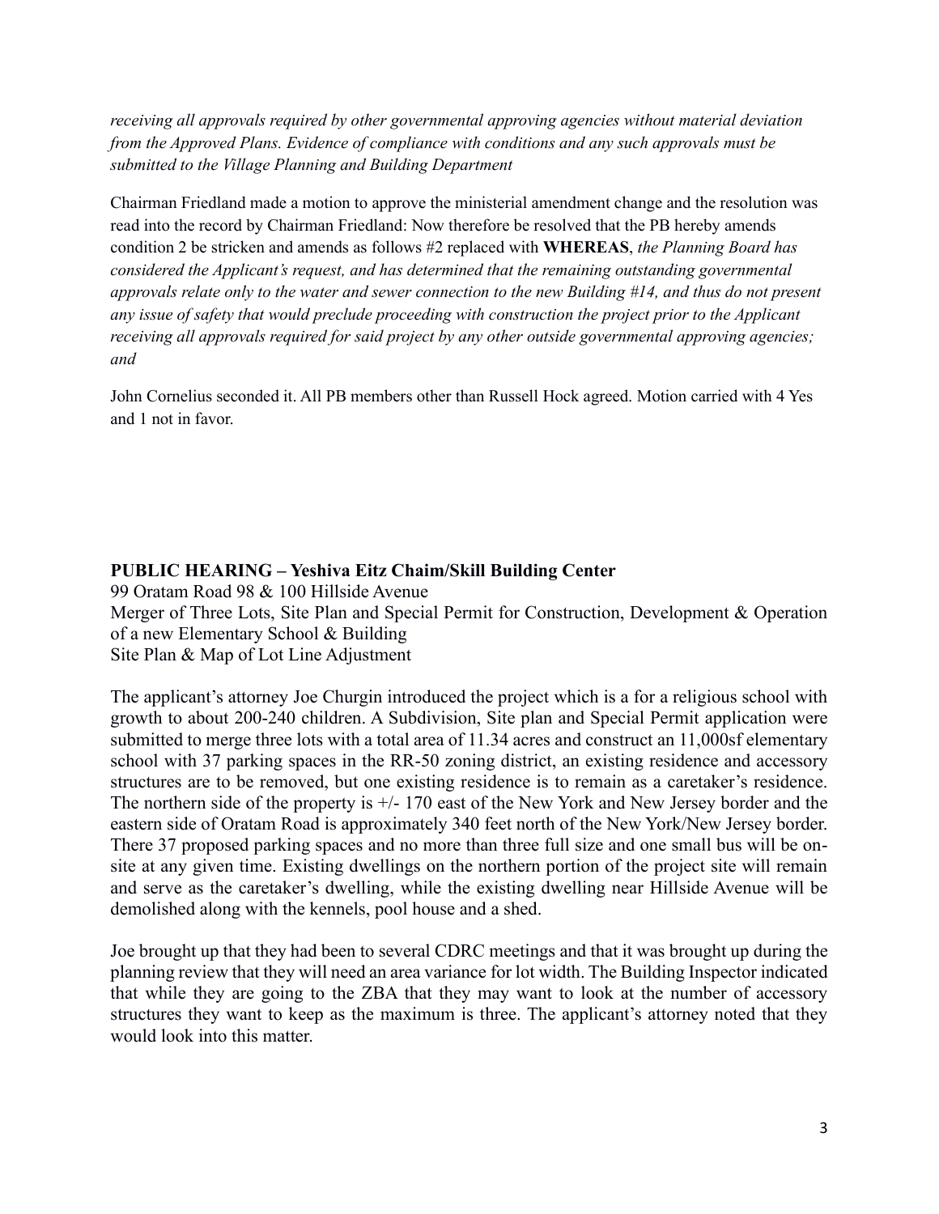*receiving all approvals required by other governmental approving agencies without material deviation from the Approved Plans. Evidence of compliance with conditions and any such approvals must be submitted to the Village Planning and Building Department*

Chairman Friedland made a motion to approve the ministerial amendment change and the resolution was read into the record by Chairman Friedland: Now therefore be resolved that the PB hereby amends condition 2 be stricken and amends as follows #2 replaced with **WHEREAS**, *the Planning Board has considered the Applicant's request, and has determined that the remaining outstanding governmental approvals relate only to the water and sewer connection to the new Building #14, and thus do not present any issue of safety that would preclude proceeding with construction the project prior to the Applicant receiving all approvals required for said project by any other outside governmental approving agencies; and*

John Cornelius seconded it. All PB members other than Russell Hock agreed. Motion carried with 4 Yes and 1 not in favor.

**PUBLIC HEARING – Yeshiva Eitz Chaim/Skill Building Center**

99 Oratam Road 98 & 100 Hillside Avenue
Merger of Three Lots, Site Plan and Special Permit for Construction, Development & Operation of a new Elementary School & Building
Site Plan & Map of Lot Line Adjustment

The applicant's attorney Joe Churgin introduced the project which is a for a religious school with growth to about 200-240 children. A Subdivision, Site plan and Special Permit application were submitted to merge three lots with a total area of 11.34 acres and construct an 11,000sf elementary school with 37 parking spaces in the RR-50 zoning district, an existing residence and accessory structures are to be removed, but one existing residence is to remain as a caretaker's residence. The northern side of the property is +/- 170 east of the New York and New Jersey border and the eastern side of Oratam Road is approximately 340 feet north of the New York/New Jersey border. There 37 proposed parking spaces and no more than three full size and one small bus will be on-site at any given time. Existing dwellings on the northern portion of the project site will remain and serve as the caretaker's dwelling, while the existing dwelling near Hillside Avenue will be demolished along with the kennels, pool house and a shed.

Joe brought up that they had been to several CDRC meetings and that it was brought up during the planning review that they will need an area variance for lot width. The Building Inspector indicated that while they are going to the ZBA that they may want to look at the number of accessory structures they want to keep as the maximum is three. The applicant's attorney noted that they would look into this matter.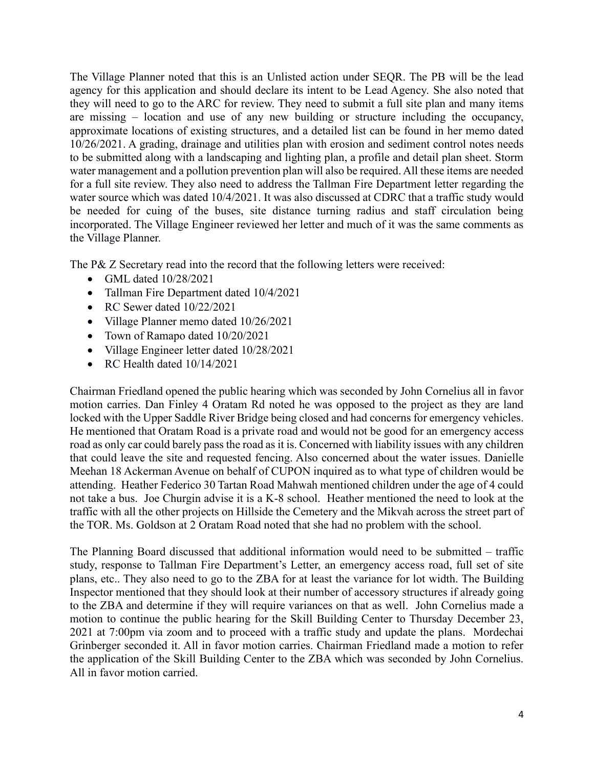The Village Planner noted that this is an Unlisted action under SEQR. The PB will be the lead agency for this application and should declare its intent to be Lead Agency. She also noted that they will need to go to the ARC for review. They need to submit a full site plan and many items are missing – location and use of any new building or structure including the occupancy, approximate locations of existing structures, and a detailed list can be found in her memo dated 10/26/2021. A grading, drainage and utilities plan with erosion and sediment control notes needs to be submitted along with a landscaping and lighting plan, a profile and detail plan sheet. Storm water management and a pollution prevention plan will also be required. All these items are needed for a full site review. They also need to address the Tallman Fire Department letter regarding the water source which was dated 10/4/2021. It was also discussed at CDRC that a traffic study would be needed for cuing of the buses, site distance turning radius and staff circulation being incorporated. The Village Engineer reviewed her letter and much of it was the same comments as the Village Planner.

The P& Z Secretary read into the record that the following letters were received:

- GML dated 10/28/2021
- Tallman Fire Department dated 10/4/2021
- RC Sewer dated 10/22/2021
- Village Planner memo dated 10/26/2021
- Town of Ramapo dated 10/20/2021
- Village Engineer letter dated 10/28/2021
- RC Health dated 10/14/2021

Chairman Friedland opened the public hearing which was seconded by John Cornelius all in favor motion carries. Dan Finley 4 Oratam Rd noted he was opposed to the project as they are land locked with the Upper Saddle River Bridge being closed and had concerns for emergency vehicles. He mentioned that Oratam Road is a private road and would not be good for an emergency access road as only car could barely pass the road as it is. Concerned with liability issues with any children that could leave the site and requested fencing. Also concerned about the water issues. Danielle Meehan 18 Ackerman Avenue on behalf of CUPON inquired as to what type of children would be attending. Heather Federico 30 Tartan Road Mahwah mentioned children under the age of 4 could not take a bus. Joe Churgin advise it is a K-8 school. Heather mentioned the need to look at the traffic with all the other projects on Hillside the Cemetery and the Mikvah across the street part of the TOR. Ms. Goldson at 2 Oratam Road noted that she had no problem with the school.

The Planning Board discussed that additional information would need to be submitted – traffic study, response to Tallman Fire Department's Letter, an emergency access road, full set of site plans, etc.. They also need to go to the ZBA for at least the variance for lot width. The Building Inspector mentioned that they should look at their number of accessory structures if already going to the ZBA and determine if they will require variances on that as well. John Cornelius made a motion to continue the public hearing for the Skill Building Center to Thursday December 23, 2021 at 7:00pm via zoom and to proceed with a traffic study and update the plans. Mordechai Grinberger seconded it. All in favor motion carries. Chairman Friedland made a motion to refer the application of the Skill Building Center to the ZBA which was seconded by John Cornelius. All in favor motion carried.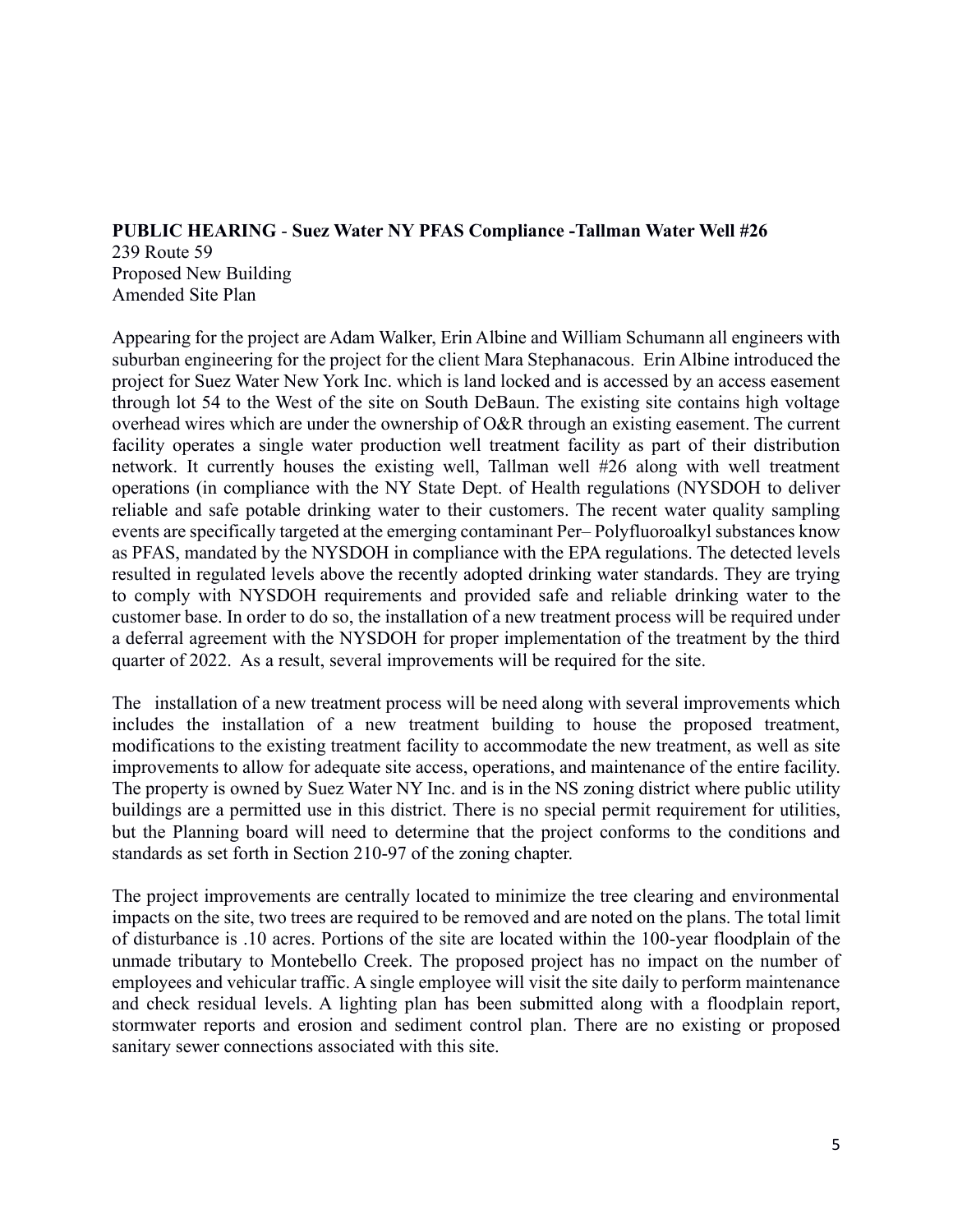**PUBLIC HEARING** - **Suez Water NY PFAS Compliance -Tallman Water Well #26**
239 Route 59
Proposed New Building
Amended Site Plan

Appearing for the project are Adam Walker, Erin Albine and William Schumann all engineers with suburban engineering for the project for the client Mara Stephanacous. Erin Albine introduced the project for Suez Water New York Inc. which is land locked and is accessed by an access easement through lot 54 to the West of the site on South DeBaun. The existing site contains high voltage overhead wires which are under the ownership of O&R through an existing easement. The current facility operates a single water production well treatment facility as part of their distribution network. It currently houses the existing well, Tallman well #26 along with well treatment operations (in compliance with the NY State Dept. of Health regulations (NYSDOH to deliver reliable and safe potable drinking water to their customers. The recent water quality sampling events are specifically targeted at the emerging contaminant Per– Polyfluoroalkyl substances know as PFAS, mandated by the NYSDOH in compliance with the EPA regulations. The detected levels resulted in regulated levels above the recently adopted drinking water standards. They are trying to comply with NYSDOH requirements and provided safe and reliable drinking water to the customer base. In order to do so, the installation of a new treatment process will be required under a deferral agreement with the NYSDOH for proper implementation of the treatment by the third quarter of 2022. As a result, several improvements will be required for the site.

The installation of a new treatment process will be need along with several improvements which includes the installation of a new treatment building to house the proposed treatment, modifications to the existing treatment facility to accommodate the new treatment, as well as site improvements to allow for adequate site access, operations, and maintenance of the entire facility. The property is owned by Suez Water NY Inc. and is in the NS zoning district where public utility buildings are a permitted use in this district. There is no special permit requirement for utilities, but the Planning board will need to determine that the project conforms to the conditions and standards as set forth in Section 210-97 of the zoning chapter.

The project improvements are centrally located to minimize the tree clearing and environmental impacts on the site, two trees are required to be removed and are noted on the plans. The total limit of disturbance is .10 acres. Portions of the site are located within the 100-year floodplain of the unmade tributary to Montebello Creek. The proposed project has no impact on the number of employees and vehicular traffic. A single employee will visit the site daily to perform maintenance and check residual levels. A lighting plan has been submitted along with a floodplain report, stormwater reports and erosion and sediment control plan. There are no existing or proposed sanitary sewer connections associated with this site.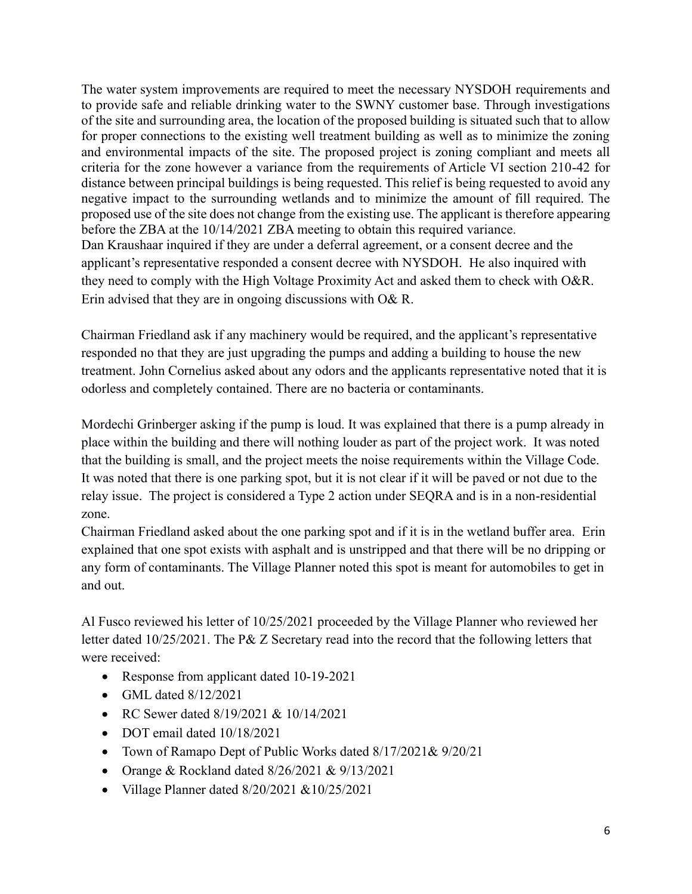The water system improvements are required to meet the necessary NYSDOH requirements and to provide safe and reliable drinking water to the SWNY customer base. Through investigations of the site and surrounding area, the location of the proposed building is situated such that to allow for proper connections to the existing well treatment building as well as to minimize the zoning and environmental impacts of the site. The proposed project is zoning compliant and meets all criteria for the zone however a variance from the requirements of Article VI section 210-42 for distance between principal buildings is being requested. This relief is being requested to avoid any negative impact to the surrounding wetlands and to minimize the amount of fill required. The proposed use of the site does not change from the existing use. The applicant is therefore appearing before the ZBA at the 10/14/2021 ZBA meeting to obtain this required variance.
Dan Kraushaar inquired if they are under a deferral agreement, or a consent decree and the applicant's representative responded a consent decree with NYSDOH. He also inquired with they need to comply with the High Voltage Proximity Act and asked them to check with O&R. Erin advised that they are in ongoing discussions with O& R.

Chairman Friedland ask if any machinery would be required, and the applicant's representative responded no that they are just upgrading the pumps and adding a building to house the new treatment. John Cornelius asked about any odors and the applicants representative noted that it is odorless and completely contained. There are no bacteria or contaminants.

Mordechi Grinberger asking if the pump is loud. It was explained that there is a pump already in place within the building and there will nothing louder as part of the project work. It was noted that the building is small, and the project meets the noise requirements within the Village Code. It was noted that there is one parking spot, but it is not clear if it will be paved or not due to the relay issue. The project is considered a Type 2 action under SEQRA and is in a non-residential zone.
Chairman Friedland asked about the one parking spot and if it is in the wetland buffer area. Erin explained that one spot exists with asphalt and is unstripped and that there will be no dripping or any form of contaminants. The Village Planner noted this spot is meant for automobiles to get in and out.

Al Fusco reviewed his letter of 10/25/2021 proceeded by the Village Planner who reviewed her letter dated 10/25/2021. The P& Z Secretary read into the record that the following letters that were received:

- Response from applicant dated 10-19-2021
- GML dated 8/12/2021
- RC Sewer dated 8/19/2021 & 10/14/2021
- DOT email dated 10/18/2021
- Town of Ramapo Dept of Public Works dated 8/17/2021& 9/20/21
- Orange & Rockland dated 8/26/2021 & 9/13/2021
- Village Planner dated 8/20/2021 &10/25/2021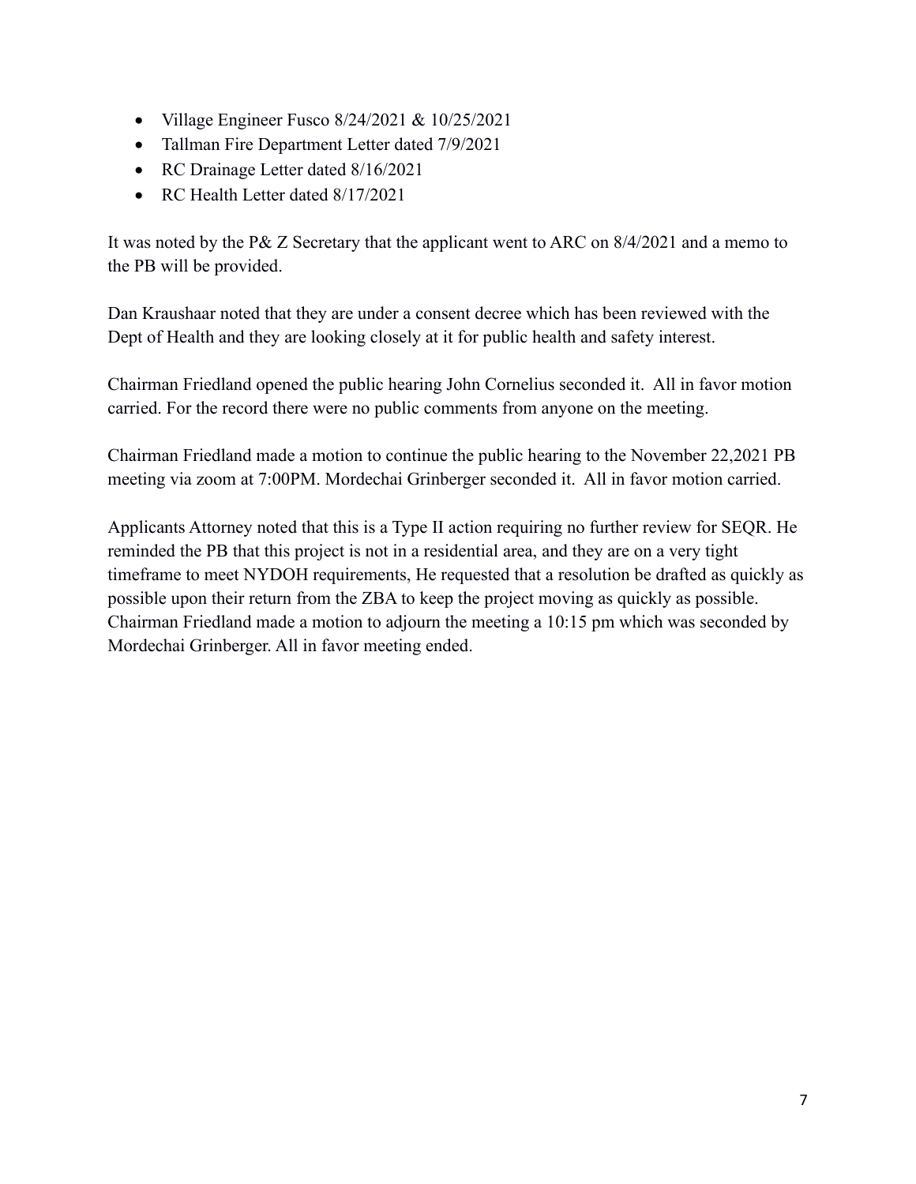- Village Engineer Fusco 8/24/2021 & 10/25/2021
- Tallman Fire Department Letter dated 7/9/2021
- RC Drainage Letter dated 8/16/2021
- RC Health Letter dated 8/17/2021

It was noted by the P& Z Secretary that the applicant went to ARC on 8/4/2021 and a memo to the PB will be provided.

Dan Kraushaar noted that they are under a consent decree which has been reviewed with the Dept of Health and they are looking closely at it for public health and safety interest.

Chairman Friedland opened the public hearing John Cornelius seconded it. All in favor motion carried. For the record there were no public comments from anyone on the meeting.

Chairman Friedland made a motion to continue the public hearing to the November 22,2021 PB meeting via zoom at 7:00PM. Mordechai Grinberger seconded it. All in favor motion carried.

Applicants Attorney noted that this is a Type II action requiring no further review for SEQR. He reminded the PB that this project is not in a residential area, and they are on a very tight timeframe to meet NYDOH requirements, He requested that a resolution be drafted as quickly as possible upon their return from the ZBA to keep the project moving as quickly as possible. Chairman Friedland made a motion to adjourn the meeting a 10:15 pm which was seconded by Mordechai Grinberger. All in favor meeting ended.